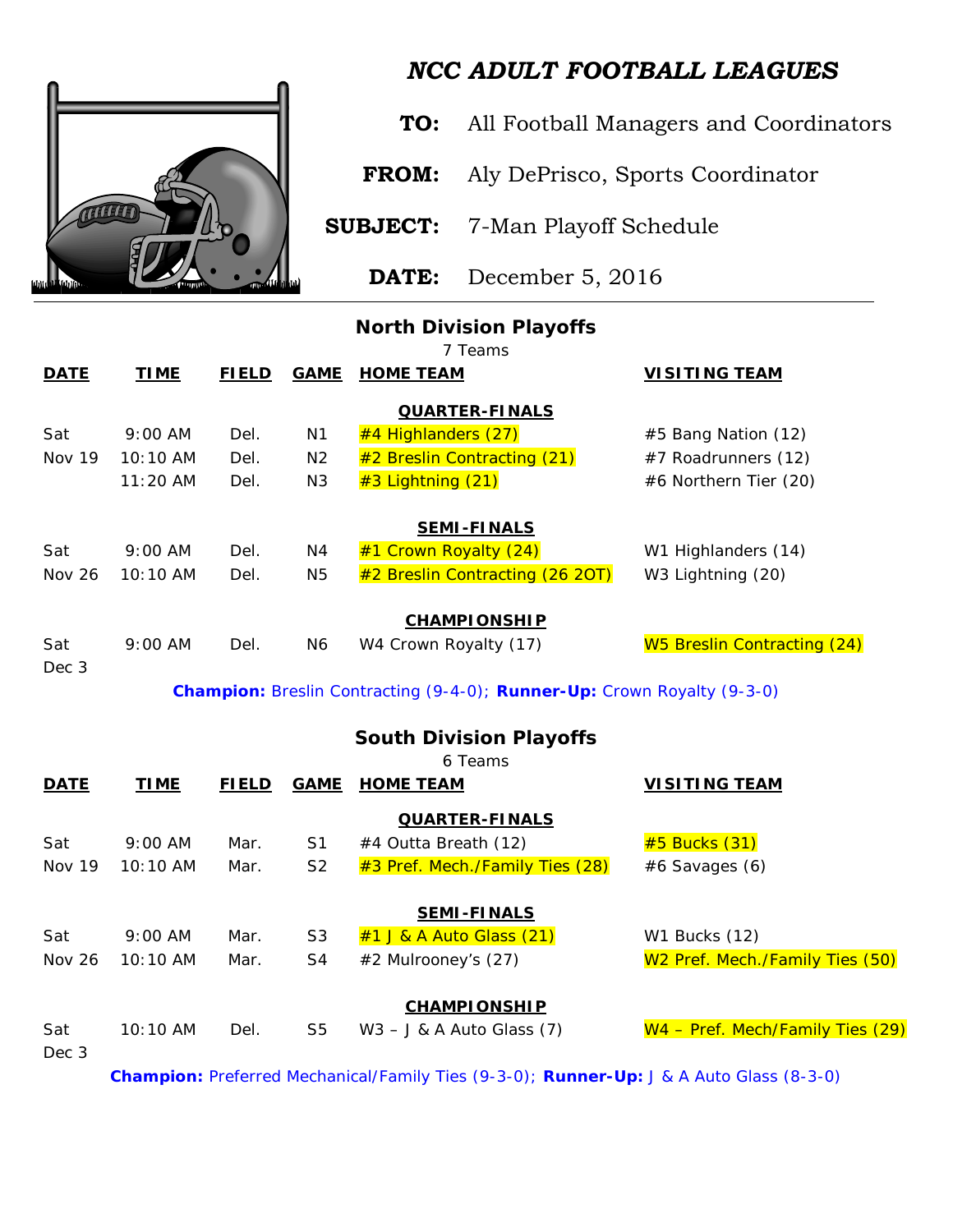# *NCC ADULT FOOTBALL LEAGUES*

**TO:** All Football Managers and Coordinators

**FROM:** Aly DePrisco, Sports Coordinator

**SUBJECT:** 7-Man Playoff Schedule

**DATE:** December 5, 2016

---

## North Division Playoffs

7 Teams

| DATE | TIME | FIELD | GAME | HOME TEAM | VISITING TEAM |
|---|---|---|---|---|---|
| | | | | **QUARTER-FINALS** | |
| Sat | 9:00 AM | Del. | N1 | #4 Highlanders (27) | #5 Bang Nation (12) |
| Nov 19 | 10:10 AM | Del. | N2 | #2 Breslin Contracting (21) | #7 Roadrunners (12) |
| | 11:20 AM | Del. | N3 | #3 Lightning (21) | #6 Northern Tier (20) |
| | | | | **SEMI-FINALS** | |
| Sat | 9:00 AM | Del. | N4 | #1 Crown Royalty (24) | W1 Highlanders (14) |
| Nov 26 | 10:10 AM | Del. | N5 | #2 Breslin Contracting (26 2OT) | W3 Lightning (20) |
| | | | | **CHAMPIONSHIP** | |
| Sat Dec 3 | 9:00 AM | Del. | N6 | W4 Crown Royalty (17) | W5 Breslin Contracting (24) |

**Champion:** Breslin Contracting (9-4-0); **Runner-Up:** Crown Royalty (9-3-0)

## South Division Playoffs

6 Teams

| DATE | TIME | FIELD | GAME | HOME TEAM | VISITING TEAM |
|---|---|---|---|---|---|
| | | | | **QUARTER-FINALS** | |
| Sat | 9:00 AM | Mar. | S1 | #4 Outta Breath (12) | #5 Bucks (31) |
| Nov 19 | 10:10 AM | Mar. | S2 | #3 Pref. Mech./Family Ties (28) | #6 Savages (6) |
| | | | | **SEMI-FINALS** | |
| Sat | 9:00 AM | Mar. | S3 | #1 J & A Auto Glass (21) | W1 Bucks (12) |
| Nov 26 | 10:10 AM | Mar. | S4 | #2 Mulrooney's (27) | W2 Pref. Mech./Family Ties (50) |
| | | | | **CHAMPIONSHIP** | |
| Sat Dec 3 | 10:10 AM | Del. | S5 | W3 – J & A Auto Glass (7) | W4 – Pref. Mech/Family Ties (29) |

**Champion:** Preferred Mechanical/Family Ties (9-3-0); **Runner-Up:** J & A Auto Glass (8-3-0)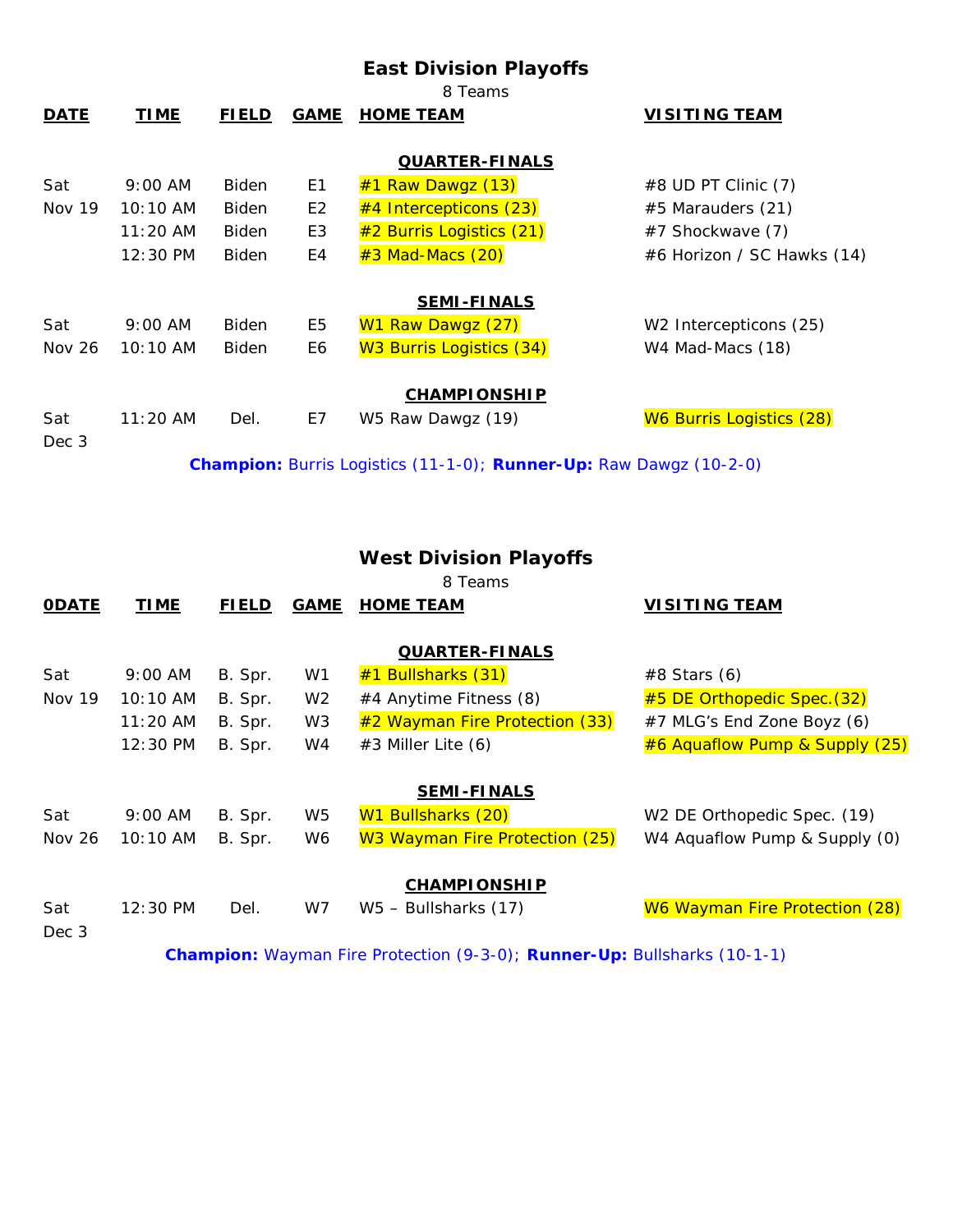## East Division Playoffs

8 Teams

| DATE | TIME | FIELD | GAME | HOME TEAM | VISITING TEAM |
|---|---|---|---|---|---|
| | | | | **QUARTER-FINALS** | |
| Sat | 9:00 AM | Biden | E1 | #1 Raw Dawgz (13) | #8 UD PT Clinic (7) |
| Nov 19 | 10:10 AM | Biden | E2 | #4 Intercepticons (23) | #5 Marauders (21) |
| | 11:20 AM | Biden | E3 | #2 Burris Logistics (21) | #7 Shockwave (7) |
| | 12:30 PM | Biden | E4 | #3 Mad-Macs (20) | #6 Horizon / SC Hawks (14) |
| | | | | **SEMI-FINALS** | |
| Sat | 9:00 AM | Biden | E5 | W1 Raw Dawgz (27) | W2 Intercepticons (25) |
| Nov 26 | 10:10 AM | Biden | E6 | W3 Burris Logistics (34) | W4 Mad-Macs (18) |
| | | | | **CHAMPIONSHIP** | |
| Sat Dec 3 | 11:20 AM | Del. | E7 | W5 Raw Dawgz (19) | W6 Burris Logistics (28) |

**Champion:** Burris Logistics (11-1-0); **Runner-Up:** Raw Dawgz (10-2-0)

## West Division Playoffs

8 Teams

| 0DATE | TIME | FIELD | GAME | HOME TEAM | VISITING TEAM |
|---|---|---|---|---|---|
| | | | | **QUARTER-FINALS** | |
| Sat | 9:00 AM | B. Spr. | W1 | #1 Bullsharks (31) | #8 Stars (6) |
| Nov 19 | 10:10 AM | B. Spr. | W2 | #4 Anytime Fitness (8) | #5 DE Orthopedic Spec.(32) |
| | 11:20 AM | B. Spr. | W3 | #2 Wayman Fire Protection (33) | #7 MLG's End Zone Boyz (6) |
| | 12:30 PM | B. Spr. | W4 | #3 Miller Lite (6) | #6 Aquaflow Pump & Supply (25) |
| | | | | **SEMI-FINALS** | |
| Sat | 9:00 AM | B. Spr. | W5 | W1 Bullsharks (20) | W2 DE Orthopedic Spec. (19) |
| Nov 26 | 10:10 AM | B. Spr. | W6 | W3 Wayman Fire Protection (25) | W4 Aquaflow Pump & Supply (0) |
| | | | | **CHAMPIONSHIP** | |
| Sat Dec 3 | 12:30 PM | Del. | W7 | W5 – Bullsharks (17) | W6 Wayman Fire Protection (28) |

**Champion:** Wayman Fire Protection (9-3-0); **Runner-Up:** Bullsharks (10-1-1)